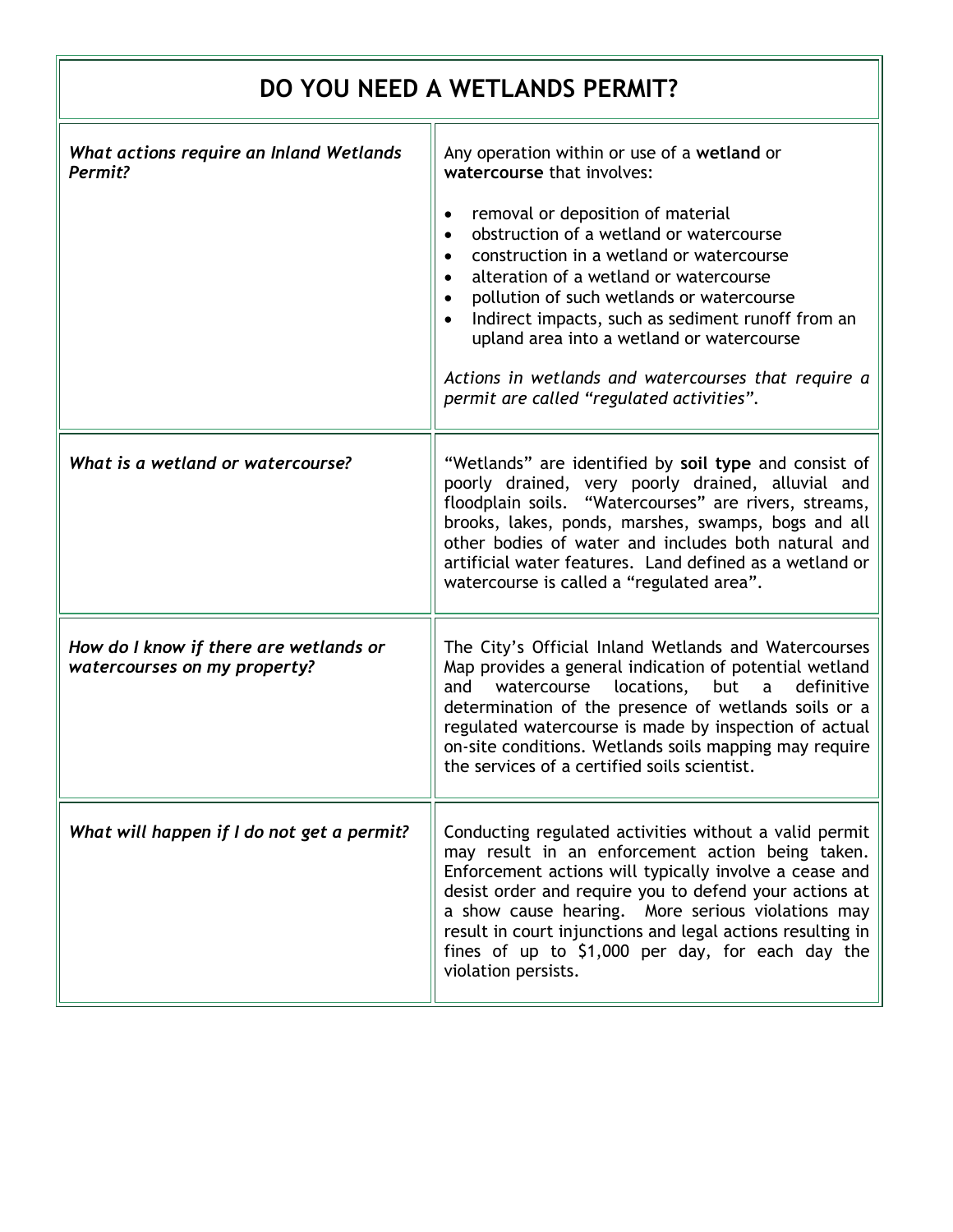# DO YOU NEED A WETLANDS PERMIT?

| *What actions require an Inland Wetlands Permit?* | Any operation within or use of a **wetland** or **watercourse** that involves:<br><br>• removal or deposition of material<br>• obstruction of a wetland or watercourse<br>• construction in a wetland or watercourse<br>• alteration of a wetland or watercourse<br>• pollution of such wetlands or watercourse<br>• Indirect impacts, such as sediment runoff from an upland area into a wetland or watercourse<br><br>*Actions in wetlands and watercourses that require a permit are called "regulated activities".* |
|---|---|
| *What is a wetland or watercourse?* | "Wetlands" are identified by **soil type** and consist of poorly drained, very poorly drained, alluvial and floodplain soils. "Watercourses" are rivers, streams, brooks, lakes, ponds, marshes, swamps, bogs and all other bodies of water and includes both natural and artificial water features. Land defined as a wetland or watercourse is called a "regulated area". |
| *How do I know if there are wetlands or watercourses on my property?* | The City's Official Inland Wetlands and Watercourses Map provides a general indication of potential wetland and watercourse locations, but a definitive determination of the presence of wetlands soils or a regulated watercourse is made by inspection of actual on-site conditions. Wetlands soils mapping may require the services of a certified soils scientist. |
| *What will happen if I do not get a permit?* | Conducting regulated activities without a valid permit may result in an enforcement action being taken. Enforcement actions will typically involve a cease and desist order and require you to defend your actions at a show cause hearing. More serious violations may result in court injunctions and legal actions resulting in fines of up to $1,000 per day, for each day the violation persists. |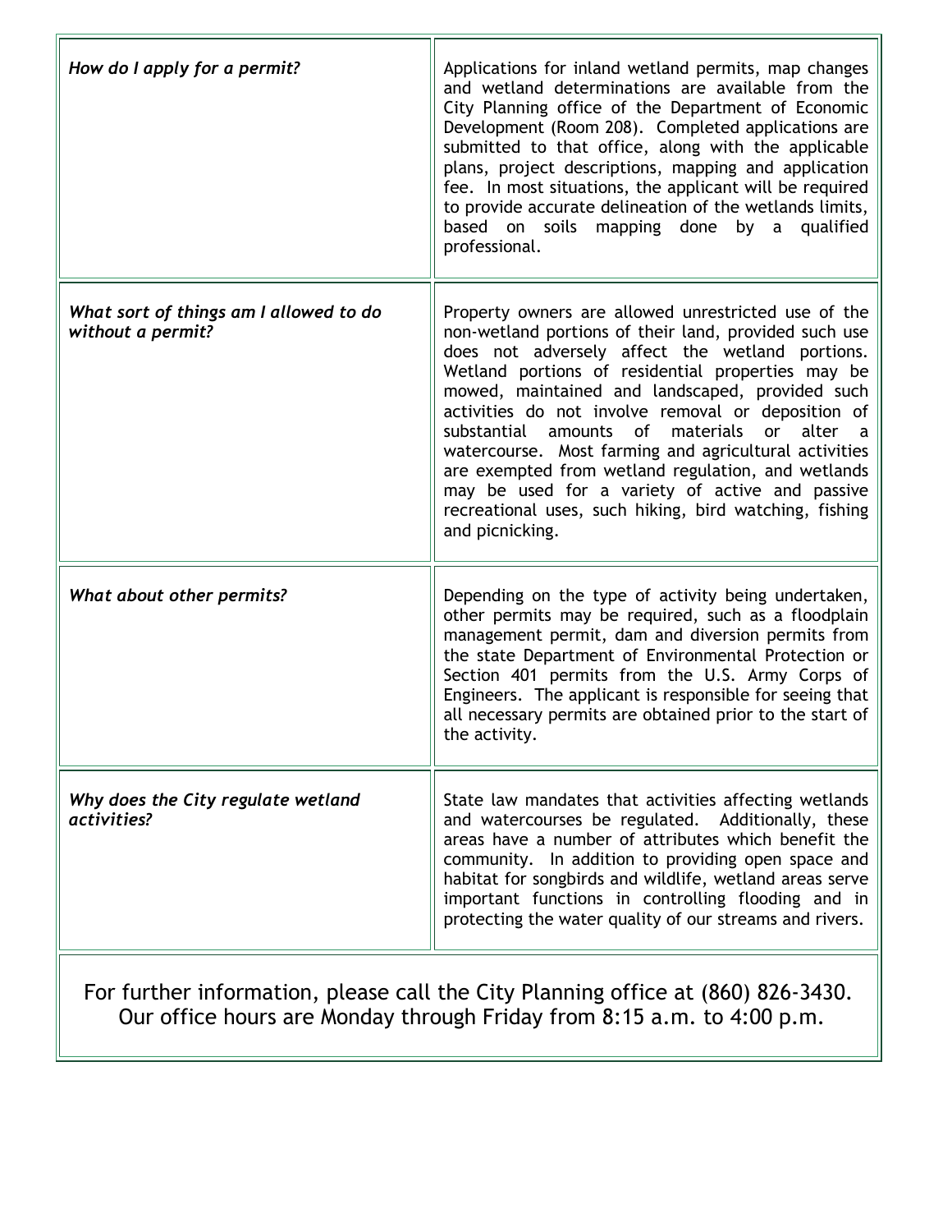| | |
|---|---|
| *How do I apply for a permit?* | Applications for inland wetland permits, map changes and wetland determinations are available from the City Planning office of the Department of Economic Development (Room 208). Completed applications are submitted to that office, along with the applicable plans, project descriptions, mapping and application fee. In most situations, the applicant will be required to provide accurate delineation of the wetlands limits, based on soils mapping done by a qualified professional. |
| *What sort of things am I allowed to do without a permit?* | Property owners are allowed unrestricted use of the non-wetland portions of their land, provided such use does not adversely affect the wetland portions. Wetland portions of residential properties may be mowed, maintained and landscaped, provided such activities do not involve removal or deposition of substantial amounts of materials or alter a watercourse. Most farming and agricultural activities are exempted from wetland regulation, and wetlands may be used for a variety of active and passive recreational uses, such hiking, bird watching, fishing and picnicking. |
| *What about other permits?* | Depending on the type of activity being undertaken, other permits may be required, such as a floodplain management permit, dam and diversion permits from the state Department of Environmental Protection or Section 401 permits from the U.S. Army Corps of Engineers. The applicant is responsible for seeing that all necessary permits are obtained prior to the start of the activity. |
| *Why does the City regulate wetland activities?* | State law mandates that activities affecting wetlands and watercourses be regulated. Additionally, these areas have a number of attributes which benefit the community. In addition to providing open space and habitat for songbirds and wildlife, wetland areas serve important functions in controlling flooding and in protecting the water quality of our streams and rivers. |

For further information, please call the City Planning office at (860) 826-3430.
Our office hours are Monday through Friday from 8:15 a.m. to 4:00 p.m.